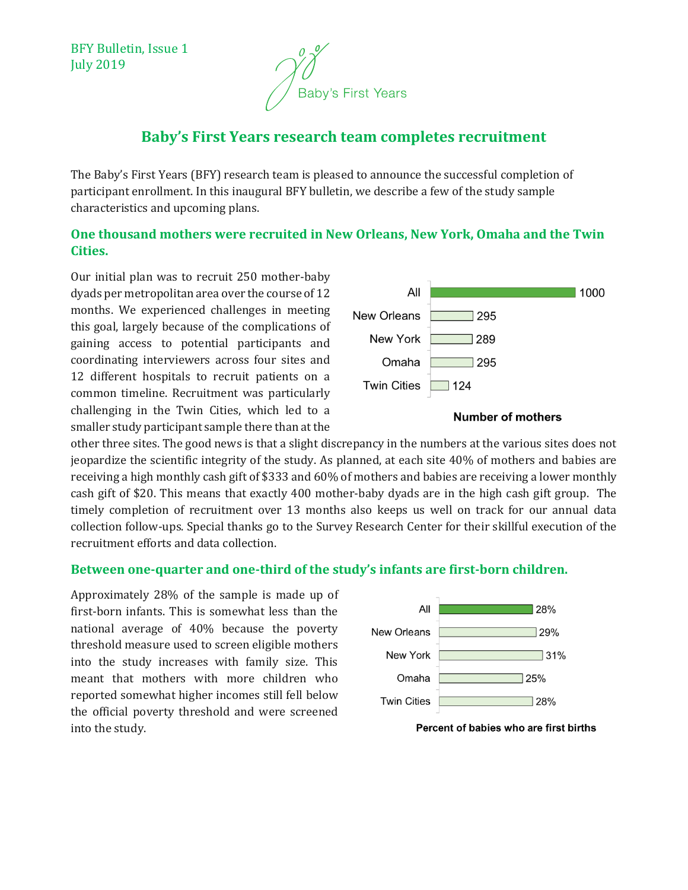BFY Bulletin, Issue 1
July 2019

Baby's First Years

# Baby's First Years research team completes recruitment

The Baby's First Years (BFY) research team is pleased to announce the successful completion of participant enrollment. In this inaugural BFY bulletin, we describe a few of the study sample characteristics and upcoming plans.

## One thousand mothers were recruited in New Orleans, New York, Omaha and the Twin Cities.

Our initial plan was to recruit 250 mother-baby dyads per metropolitan area over the course of 12 months. We experienced challenges in meeting this goal, largely because of the complications of gaining access to potential participants and coordinating interviewers across four sites and 12 different hospitals to recruit patients on a common timeline. Recruitment was particularly challenging in the Twin Cities, which led to a smaller study participant sample there than at the other three sites. The good news is that a slight discrepancy in the numbers at the various sites does not jeopardize the scientific integrity of the study. As planned, at each site 40% of mothers and babies are receiving a high monthly cash gift of $333 and 60% of mothers and babies are receiving a lower monthly cash gift of $20. This means that exactly 400 mother-baby dyads are in the high cash gift group. The timely completion of recruitment over 13 months also keeps us well on track for our annual data collection follow-ups. Special thanks go to the Survey Research Center for their skillful execution of the recruitment efforts and data collection.

| | Number of mothers |
|---|---|
| All | 1000 |
| New Orleans | 295 |
| New York | 289 |
| Omaha | 295 |
| Twin Cities | 124 |

**Number of mothers**

## Between one-quarter and one-third of the study's infants are first-born children.

Approximately 28% of the sample is made up of first-born infants. This is somewhat less than the national average of 40% because the poverty threshold measure used to screen eligible mothers into the study increases with family size. This meant that mothers with more children who reported somewhat higher incomes still fell below the official poverty threshold and were screened into the study.

| | Percent of babies who are first births |
|---|---|
| All | 28% |
| New Orleans | 29% |
| New York | 31% |
| Omaha | 25% |
| Twin Cities | 28% |

**Percent of babies who are first births**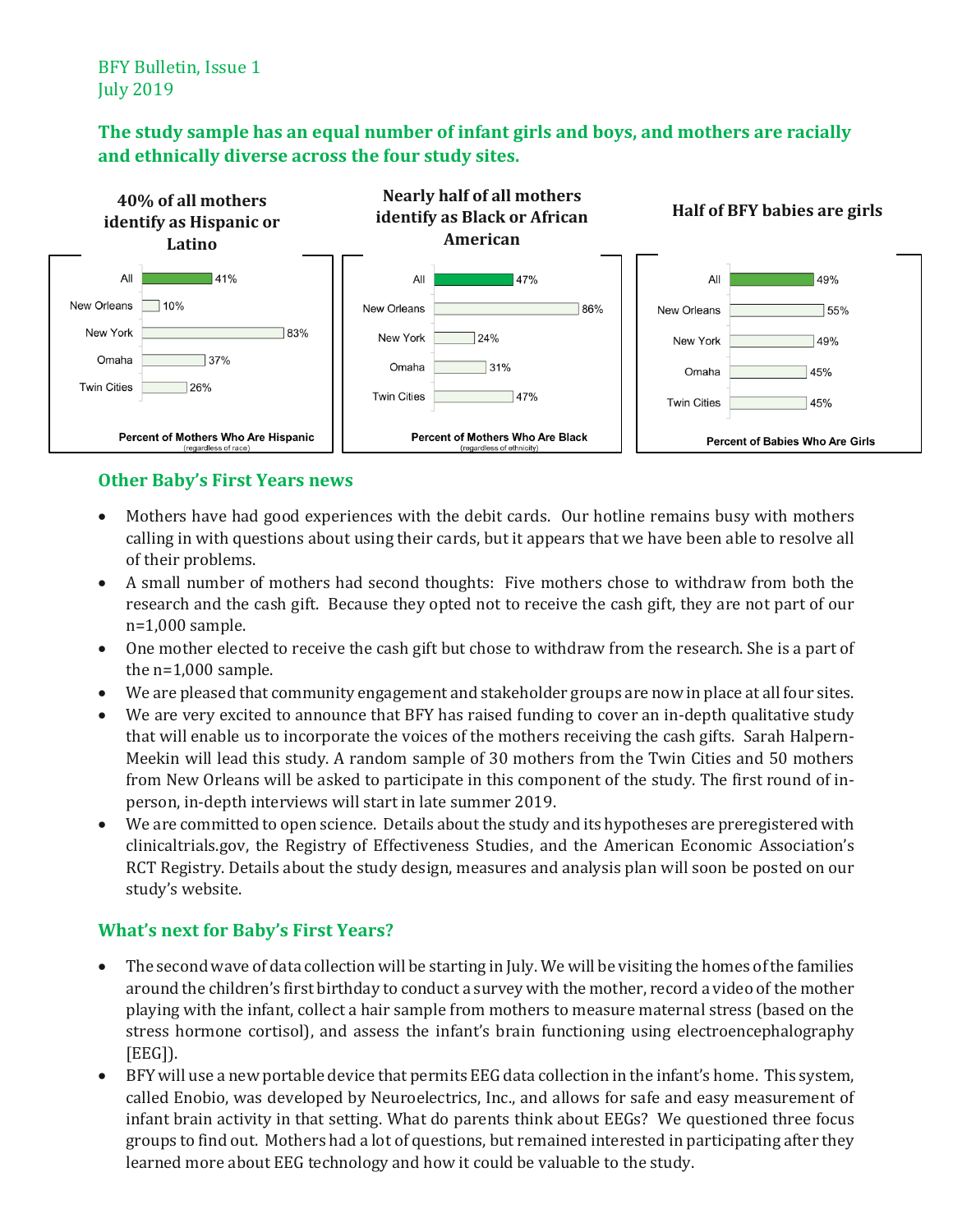BFY Bulletin, Issue 1
July 2019

**The study sample has an equal number of infant girls and boys, and mothers are racially and ethnically diverse across the four study sites.**

**40% of all mothers identify as Hispanic or Latino**

| Site | Percent of Mothers Who Are Hispanic (regardless of race) |
|---|---|
| All | 41% |
| New Orleans | 10% |
| New York | 83% |
| Omaha | 37% |
| Twin Cities | 26% |

**Nearly half of all mothers identify as Black or African American**

| Site | Percent of Mothers Who Are Black (regardless of ethnicity) |
|---|---|
| All | 47% |
| New Orleans | 86% |
| New York | 24% |
| Omaha | 31% |
| Twin Cities | 47% |

**Half of BFY babies are girls**

| Site | Percent of Babies Who Are Girls |
|---|---|
| All | 49% |
| New Orleans | 55% |
| New York | 49% |
| Omaha | 45% |
| Twin Cities | 45% |

## Other Baby's First Years news

- Mothers have had good experiences with the debit cards. Our hotline remains busy with mothers calling in with questions about using their cards, but it appears that we have been able to resolve all of their problems.
- A small number of mothers had second thoughts: Five mothers chose to withdraw from both the research and the cash gift. Because they opted not to receive the cash gift, they are not part of our n=1,000 sample.
- One mother elected to receive the cash gift but chose to withdraw from the research. She is a part of the n=1,000 sample.
- We are pleased that community engagement and stakeholder groups are now in place at all four sites.
- We are very excited to announce that BFY has raised funding to cover an in-depth qualitative study that will enable us to incorporate the voices of the mothers receiving the cash gifts. Sarah Halpern-Meekin will lead this study. A random sample of 30 mothers from the Twin Cities and 50 mothers from New Orleans will be asked to participate in this component of the study. The first round of in-person, in-depth interviews will start in late summer 2019.
- We are committed to open science. Details about the study and its hypotheses are preregistered with clinicaltrials.gov, the Registry of Effectiveness Studies, and the American Economic Association's RCT Registry. Details about the study design, measures and analysis plan will soon be posted on our study's website.

## What's next for Baby's First Years?

- The second wave of data collection will be starting in July. We will be visiting the homes of the families around the children's first birthday to conduct a survey with the mother, record a video of the mother playing with the infant, collect a hair sample from mothers to measure maternal stress (based on the stress hormone cortisol), and assess the infant's brain functioning using electroencephalography [EEG]).
- BFY will use a new portable device that permits EEG data collection in the infant's home. This system, called Enobio, was developed by Neuroelectrics, Inc., and allows for safe and easy measurement of infant brain activity in that setting. What do parents think about EEGs? We questioned three focus groups to find out. Mothers had a lot of questions, but remained interested in participating after they learned more about EEG technology and how it could be valuable to the study.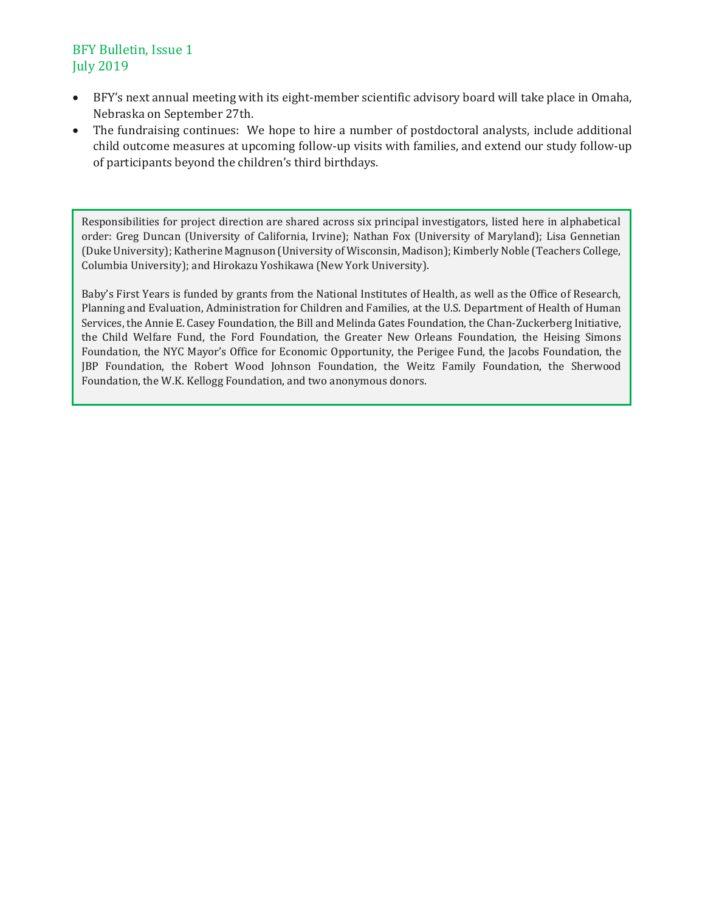- BFY's next annual meeting with its eight-member scientific advisory board will take place in Omaha, Nebraska on September 27th.
- The fundraising continues: We hope to hire a number of postdoctoral analysts, include additional child outcome measures at upcoming follow-up visits with families, and extend our study follow-up of participants beyond the children's third birthdays.

Responsibilities for project direction are shared across six principal investigators, listed here in alphabetical order: Greg Duncan (University of California, Irvine); Nathan Fox (University of Maryland); Lisa Gennetian (Duke University); Katherine Magnuson (University of Wisconsin, Madison); Kimberly Noble (Teachers College, Columbia University); and Hirokazu Yoshikawa (New York University).

Baby's First Years is funded by grants from the National Institutes of Health, as well as the Office of Research, Planning and Evaluation, Administration for Children and Families, at the U.S. Department of Health of Human Services, the Annie E. Casey Foundation, the Bill and Melinda Gates Foundation, the Chan-Zuckerberg Initiative, the Child Welfare Fund, the Ford Foundation, the Greater New Orleans Foundation, the Heising Simons Foundation, the NYC Mayor's Office for Economic Opportunity, the Perigee Fund, the Jacobs Foundation, the JBP Foundation, the Robert Wood Johnson Foundation, the Weitz Family Foundation, the Sherwood Foundation, the W.K. Kellogg Foundation, and two anonymous donors.